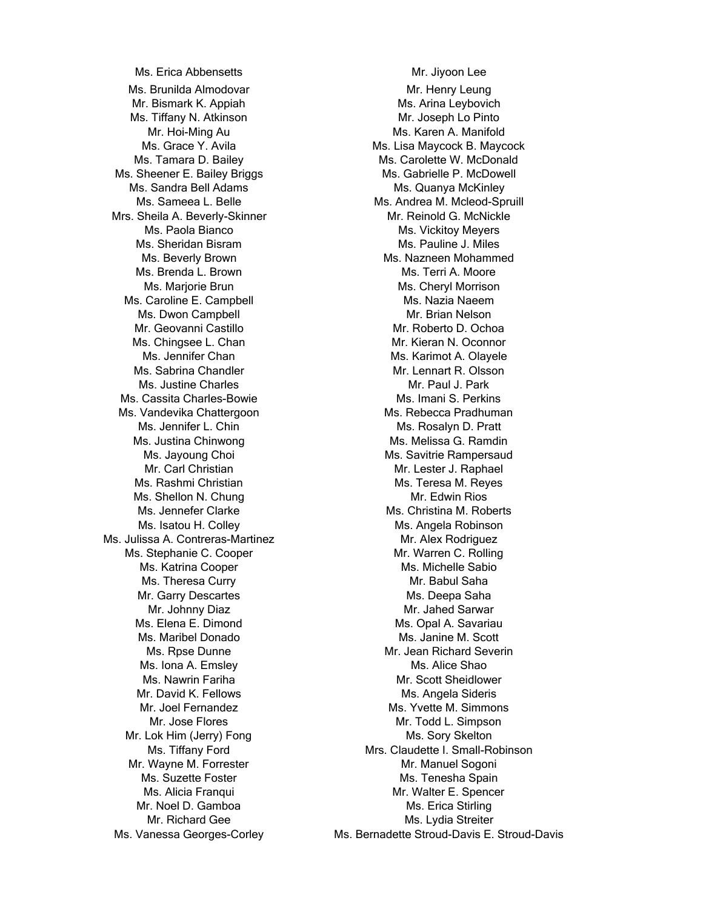Ms. Erica Abbensetts
Ms. Brunilda Almodovar
Mr. Bismark K. Appiah
Ms. Tiffany N. Atkinson
Mr. Hoi-Ming Au
Ms. Grace Y. Avila
Ms. Tamara D. Bailey
Ms. Sheener E. Bailey Briggs
Ms. Sandra Bell Adams
Ms. Sameea L. Belle
Mrs. Sheila A. Beverly-Skinner
Ms. Paola Bianco
Ms. Sheridan Bisram
Ms. Beverly Brown
Ms. Brenda L. Brown
Ms. Marjorie Brun
Ms. Caroline E. Campbell
Ms. Dwon Campbell
Mr. Geovanni Castillo
Ms. Chingsee L. Chan
Ms. Jennifer Chan
Ms. Sabrina Chandler
Ms. Justine Charles
Ms. Cassita Charles-Bowie
Ms. Vandevika Chattergoon
Ms. Jennifer L. Chin
Ms. Justina Chinwong
Ms. Jayoung Choi
Mr. Carl Christian
Ms. Rashmi Christian
Ms. Shellon N. Chung
Ms. Jennefer Clarke
Ms. Isatou H. Colley
Ms. Julissa A. Contreras-Martinez
Ms. Stephanie C. Cooper
Ms. Katrina Cooper
Ms. Theresa Curry
Mr. Garry Descartes
Mr. Johnny Diaz
Ms. Elena E. Dimond
Ms. Maribel Donado
Ms. Rpse Dunne
Ms. Iona A. Emsley
Ms. Nawrin Fariha
Mr. David K. Fellows
Mr. Joel Fernandez
Mr. Jose Flores
Mr. Lok Him (Jerry) Fong
Ms. Tiffany Ford
Mr. Wayne M. Forrester
Ms. Suzette Foster
Ms. Alicia Franqui
Mr. Noel D. Gamboa
Mr. Richard Gee
Ms. Vanessa Georges-Corley

Mr. Jiyoon Lee
Mr. Henry Leung
Ms. Arina Leybovich
Mr. Joseph Lo Pinto
Ms. Karen A. Manifold
Ms. Lisa Maycock B. Maycock
Ms. Carolette W. McDonald
Ms. Gabrielle P. McDowell
Ms. Quanya McKinley
Ms. Andrea M. Mcleod-Spruill
Mr. Reinold G. McNickle
Ms. Vickitoy Meyers
Ms. Pauline J. Miles
Ms. Nazneen Mohammed
Ms. Terri A. Moore
Ms. Cheryl Morrison
Ms. Nazia Naeem
Mr. Brian Nelson
Mr. Roberto D. Ochoa
Mr. Kieran N. Oconnor
Ms. Karimot A. Olayele
Mr. Lennart R. Olsson
Mr. Paul J. Park
Ms. Imani S. Perkins
Ms. Rebecca Pradhuman
Ms. Rosalyn D. Pratt
Ms. Melissa G. Ramdin
Ms. Savitrie Rampersaud
Mr. Lester J. Raphael
Ms. Teresa M. Reyes
Mr. Edwin Rios
Ms. Christina M. Roberts
Ms. Angela Robinson
Mr. Alex Rodriguez
Mr. Warren C. Rolling
Ms. Michelle Sabio
Mr. Babul Saha
Ms. Deepa Saha
Mr. Jahed Sarwar
Ms. Opal A. Savariau
Ms. Janine M. Scott
Mr. Jean Richard Severin
Ms. Alice Shao
Mr. Scott Sheidlower
Ms. Angela Sideris
Ms. Yvette M. Simmons
Mr. Todd L. Simpson
Ms. Sory Skelton
Mrs. Claudette I. Small-Robinson
Mr. Manuel Sogoni
Ms. Tenesha Spain
Mr. Walter E. Spencer
Ms. Erica Stirling
Ms. Lydia Streiter
Ms. Bernadette Stroud-Davis E. Stroud-Davis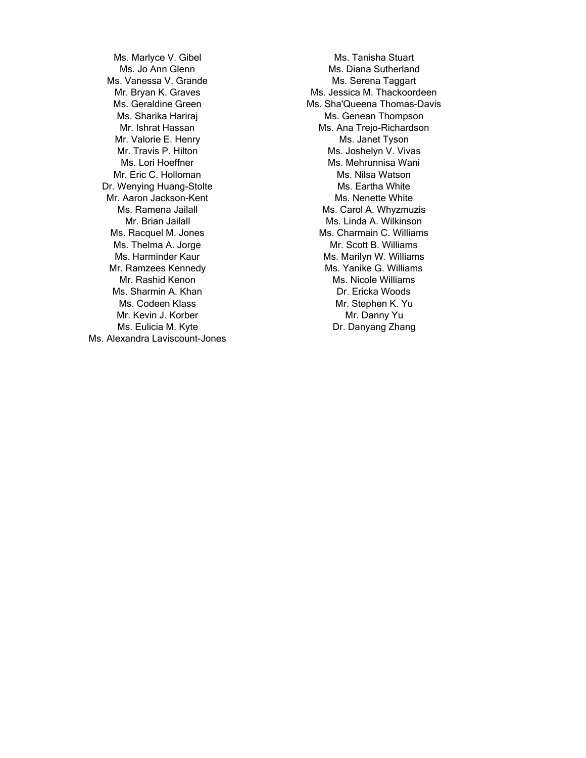Ms. Marlyce V. Gibel
Ms. Jo Ann Glenn
Ms. Vanessa V. Grande
Mr. Bryan K. Graves
Ms. Geraldine Green
Ms. Sharika Hariraj
Mr. Ishrat Hassan
Mr. Valorie E. Henry
Mr. Travis P. Hilton
Ms. Lori Hoeffner
Mr. Eric C. Holloman
Dr. Wenying Huang-Stolte
Mr. Aaron Jackson-Kent
Ms. Ramena Jailall
Mr. Brian Jailall
Ms. Racquel M. Jones
Ms. Thelma A. Jorge
Ms. Harminder Kaur
Mr. Ramzees Kennedy
Mr. Rashid Kenon
Ms. Sharmin A. Khan
Ms. Codeen Klass
Mr. Kevin J. Korber
Ms. Eulicia M. Kyte
Ms. Alexandra Laviscount-Jones

Ms. Tanisha Stuart
Ms. Diana Sutherland
Ms. Serena Taggart
Ms. Jessica M. Thackoordeen
Ms. Sha'Queena Thomas-Davis
Ms. Genean Thompson
Ms. Ana Trejo-Richardson
Ms. Janet Tyson
Ms. Joshelyn V. Vivas
Ms. Mehrunnisa Wani
Ms. Nilsa Watson
Ms. Eartha White
Ms. Nenette White
Ms. Carol A. Whyzmuzis
Ms. Linda A. Wilkinson
Ms. Charmain C. Williams
Mr. Scott B. Williams
Ms. Marilyn W. Williams
Ms. Yanike G. Williams
Ms. Nicole Williams
Dr. Ericka Woods
Mr. Stephen K. Yu
Mr. Danny Yu
Dr. Danyang Zhang